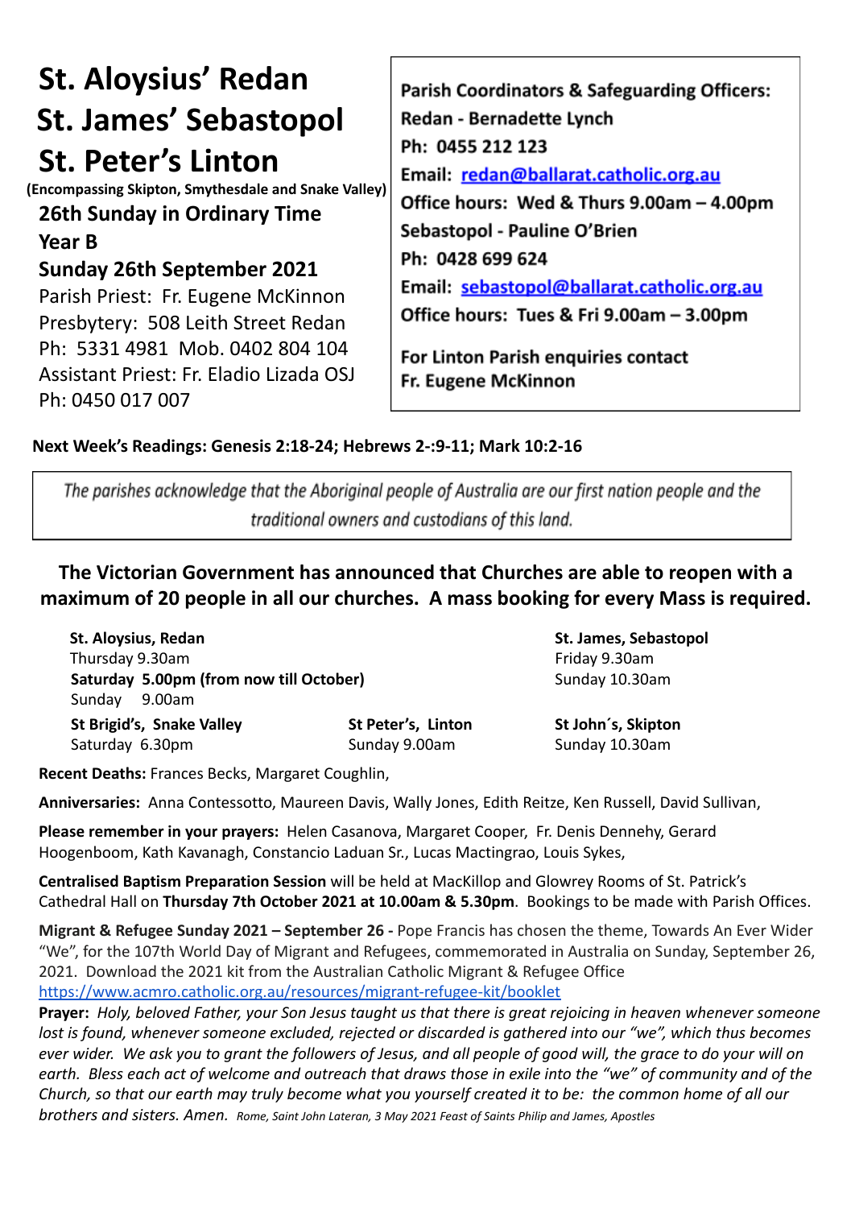# St. Aloysius' Redan
# St. James' Sebastopol
# St. Peter's Linton

**(Encompassing Skipton, Smythesdale and Snake Valley)**

**26th Sunday in Ordinary Time**

**Year B**

**Sunday 26th September 2021**

Parish Priest: Fr. Eugene McKinnon

Presbytery: 508 Leith Street Redan

Ph: 5331 4981 Mob. 0402 804 104

Assistant Priest: Fr. Eladio Lizada OSJ

Ph: 0450 017 007

**Parish Coordinators & Safeguarding Officers:**

**Redan - Bernadette Lynch**

**Ph: 0455 212 123**

**Email: redan@ballarat.catholic.org.au**

**Office hours: Wed & Thurs 9.00am – 4.00pm**

**Sebastopol - Pauline O'Brien**

**Ph: 0428 699 624**

**Email: sebastopol@ballarat.catholic.org.au**

**Office hours: Tues & Fri 9.00am – 3.00pm**

**For Linton Parish enquiries contact Fr. Eugene McKinnon**

**Next Week's Readings: Genesis 2:18-24; Hebrews 2-:9-11; Mark 10:2-16**

*The parishes acknowledge that the Aboriginal people of Australia are our first nation people and the traditional owners and custodians of this land.*

## The Victorian Government has announced that Churches are able to reopen with a maximum of 20 people in all our churches. A mass booking for every Mass is required.

**St. Aloysius, Redan**
Thursday 9.30am
**Saturday 5.00pm (from now till October)**
Sunday 9.00am

**St. James, Sebastopol**
Friday 9.30am
Sunday 10.30am

**St Brigid's, Snake Valley**
Saturday 6.30pm

**St Peter's, Linton**
Sunday 9.00am

**St John´s, Skipton**
Sunday 10.30am

**Recent Deaths:** Frances Becks, Margaret Coughlin,

**Anniversaries:** Anna Contessotto, Maureen Davis, Wally Jones, Edith Reitze, Ken Russell, David Sullivan,

**Please remember in your prayers:** Helen Casanova, Margaret Cooper, Fr. Denis Dennehy, Gerard Hoogenboom, Kath Kavanagh, Constancio Laduan Sr., Lucas Mactingrao, Louis Sykes,

**Centralised Baptism Preparation Session** will be held at MacKillop and Glowrey Rooms of St. Patrick's Cathedral Hall on **Thursday 7th October 2021 at 10.00am & 5.30pm**. Bookings to be made with Parish Offices.

**Migrant & Refugee Sunday 2021 – September 26 -** Pope Francis has chosen the theme, Towards An Ever Wider "We", for the 107th World Day of Migrant and Refugees, commemorated in Australia on Sunday, September 26, 2021. Download the 2021 kit from the Australian Catholic Migrant & Refugee Office https://www.acmro.catholic.org.au/resources/migrant-refugee-kit/booklet

**Prayer:** *Holy, beloved Father, your Son Jesus taught us that there is great rejoicing in heaven whenever someone lost is found, whenever someone excluded, rejected or discarded is gathered into our "we", which thus becomes ever wider. We ask you to grant the followers of Jesus, and all people of good will, the grace to do your will on earth. Bless each act of welcome and outreach that draws those in exile into the "we" of community and of the Church, so that our earth may truly become what you yourself created it to be: the common home of all our brothers and sisters. Amen. Rome, Saint John Lateran, 3 May 2021 Feast of Saints Philip and James, Apostles*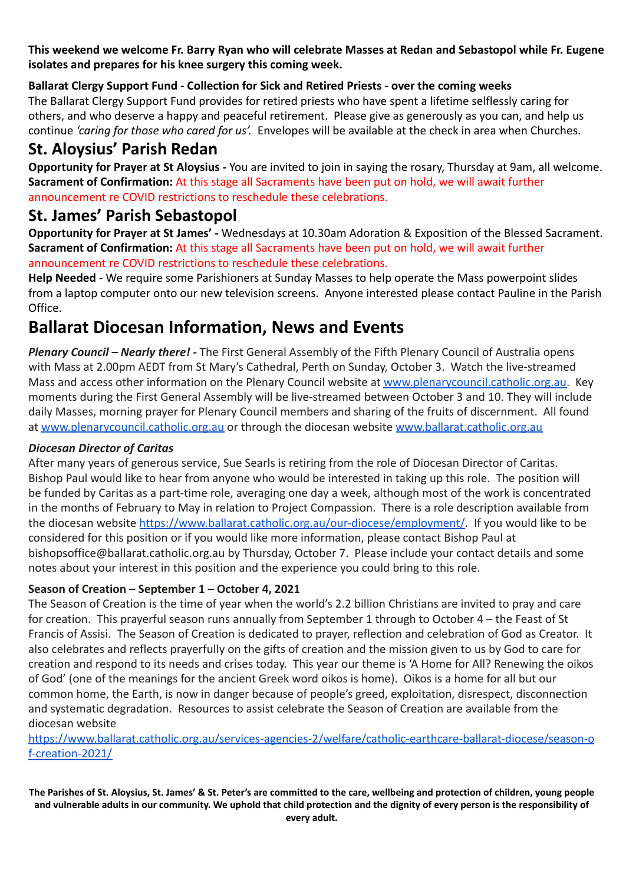**This weekend we welcome Fr. Barry Ryan who will celebrate Masses at Redan and Sebastopol while Fr. Eugene isolates and prepares for his knee surgery this coming week.**

**Ballarat Clergy Support Fund - Collection for Sick and Retired Priests - over the coming weeks**
The Ballarat Clergy Support Fund provides for retired priests who have spent a lifetime selflessly caring for others, and who deserve a happy and peaceful retirement. Please give as generously as you can, and help us continue *'caring for those who cared for us'.* Envelopes will be available at the check in area when Churches.

## St. Aloysius' Parish Redan

**Opportunity for Prayer at St Aloysius -** You are invited to join in saying the rosary, Thursday at 9am, all welcome.
**Sacrament of Confirmation:** At this stage all Sacraments have been put on hold, we will await further announcement re COVID restrictions to reschedule these celebrations.

## St. James' Parish Sebastopol

**Opportunity for Prayer at St James' -** Wednesdays at 10.30am Adoration & Exposition of the Blessed Sacrament.
**Sacrament of Confirmation:** At this stage all Sacraments have been put on hold, we will await further announcement re COVID restrictions to reschedule these celebrations.
**Help Needed** - We require some Parishioners at Sunday Masses to help operate the Mass powerpoint slides from a laptop computer onto our new television screens. Anyone interested please contact Pauline in the Parish Office.

## Ballarat Diocesan Information, News and Events

***Plenary Council – Nearly there! -*** The First General Assembly of the Fifth Plenary Council of Australia opens with Mass at 2.00pm AEDT from St Mary's Cathedral, Perth on Sunday, October 3. Watch the live-streamed Mass and access other information on the Plenary Council website at www.plenarycouncil.catholic.org.au. Key moments during the First General Assembly will be live-streamed between October 3 and 10. They will include daily Masses, morning prayer for Plenary Council members and sharing of the fruits of discernment. All found at www.plenarycouncil.catholic.org.au or through the diocesan website www.ballarat.catholic.org.au

***Diocesan Director of Caritas***
After many years of generous service, Sue Searls is retiring from the role of Diocesan Director of Caritas. Bishop Paul would like to hear from anyone who would be interested in taking up this role. The position will be funded by Caritas as a part-time role, averaging one day a week, although most of the work is concentrated in the months of February to May in relation to Project Compassion. There is a role description available from the diocesan website https://www.ballarat.catholic.org.au/our-diocese/employment/. If you would like to be considered for this position or if you would like more information, please contact Bishop Paul at bishopsoffice@ballarat.catholic.org.au by Thursday, October 7. Please include your contact details and some notes about your interest in this position and the experience you could bring to this role.

**Season of Creation – September 1 – October 4, 2021**
The Season of Creation is the time of year when the world's 2.2 billion Christians are invited to pray and care for creation. This prayerful season runs annually from September 1 through to October 4 – the Feast of St Francis of Assisi. The Season of Creation is dedicated to prayer, reflection and celebration of God as Creator. It also celebrates and reflects prayerfully on the gifts of creation and the mission given to us by God to care for creation and respond to its needs and crises today. This year our theme is 'A Home for All? Renewing the oikos of God' (one of the meanings for the ancient Greek word oikos is home). Oikos is a home for all but our common home, the Earth, is now in danger because of people's greed, exploitation, disrespect, disconnection and systematic degradation. Resources to assist celebrate the Season of Creation are available from the diocesan website
https://www.ballarat.catholic.org.au/services-agencies-2/welfare/catholic-earthcare-ballarat-diocese/season-of-creation-2021/

**The Parishes of St. Aloysius, St. James' & St. Peter's are committed to the care, wellbeing and protection of children, young people and vulnerable adults in our community. We uphold that child protection and the dignity of every person is the responsibility of every adult.**